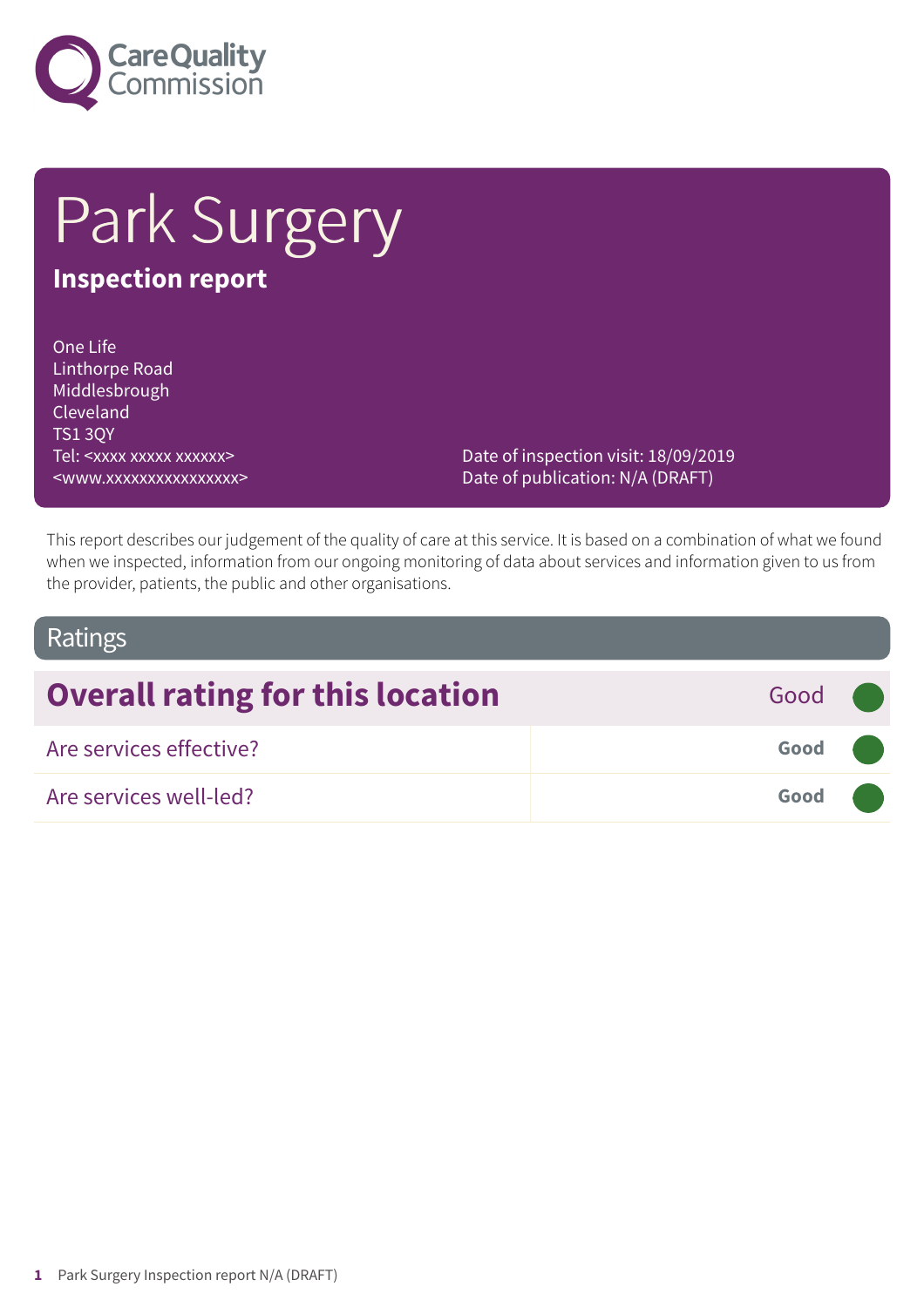Care Quality Commission

# Park Surgery

## Inspection report

One Life
Linthorpe Road
Middlesbrough
Cleveland
TS1 3QY
Tel: <xxxx xxxxx xxxxxx>
<www.xxxxxxxxxxxxxxxx>

Date of inspection visit: 18/09/2019
Date of publication: N/A (DRAFT)

This report describes our judgement of the quality of care at this service. It is based on a combination of what we found when we inspected, information from our ongoing monitoring of data about services and information given to us from the provider, patients, the public and other organisations.

## Ratings

| **Overall rating for this location** | **Good** |
| --- | --- |
| Are services effective? | **Good** |
| Are services well-led? | **Good** |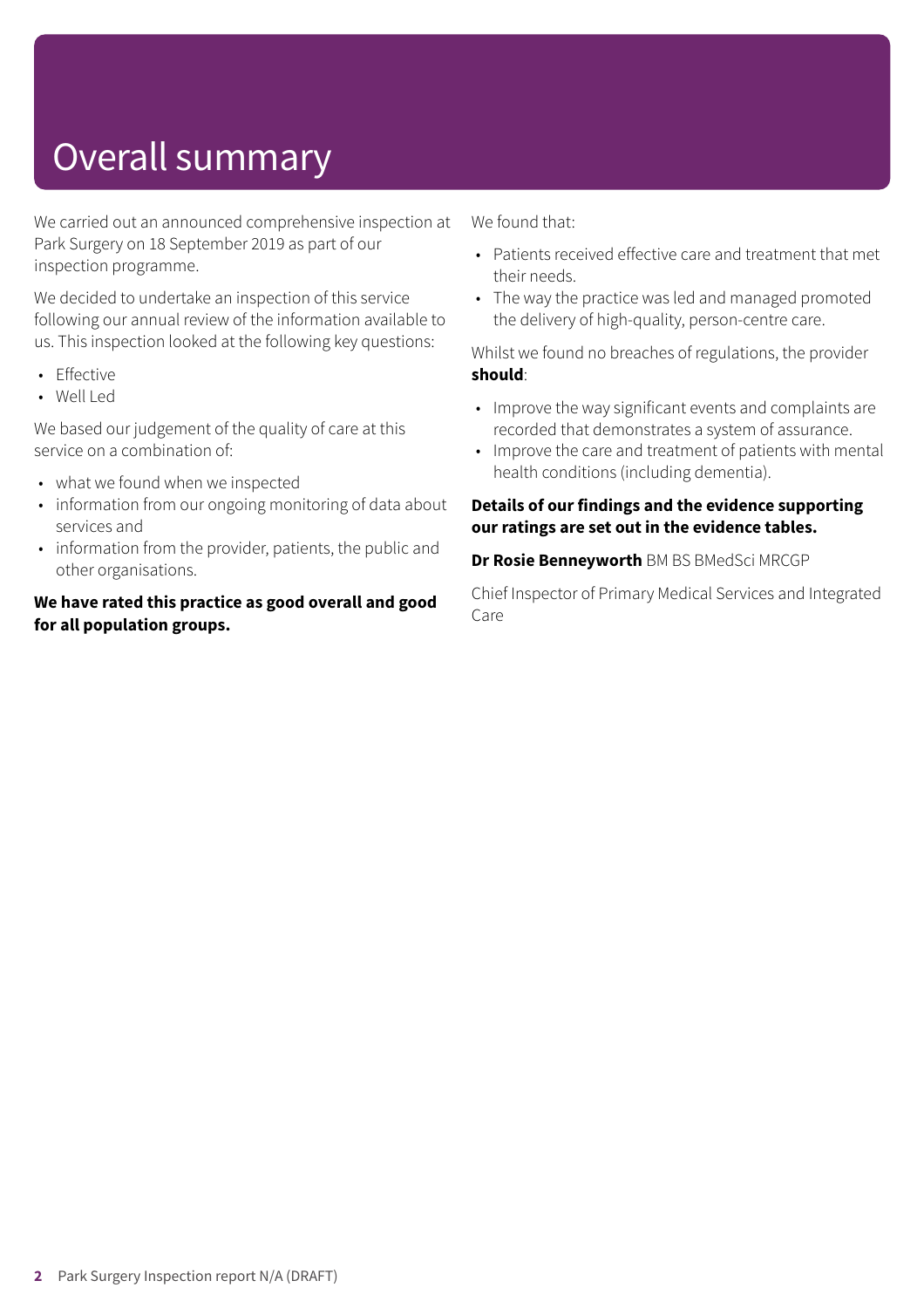# Overall summary

We carried out an announced comprehensive inspection at Park Surgery on 18 September 2019 as part of our inspection programme.

We decided to undertake an inspection of this service following our annual review of the information available to us. This inspection looked at the following key questions:

- Effective
- Well Led

We based our judgement of the quality of care at this service on a combination of:

- what we found when we inspected
- information from our ongoing monitoring of data about services and
- information from the provider, patients, the public and other organisations.

**We have rated this practice as good overall and good for all population groups.**

We found that:

- Patients received effective care and treatment that met their needs.
- The way the practice was led and managed promoted the delivery of high-quality, person-centre care.

Whilst we found no breaches of regulations, the provider **should**:

- Improve the way significant events and complaints are recorded that demonstrates a system of assurance.
- Improve the care and treatment of patients with mental health conditions (including dementia).

**Details of our findings and the evidence supporting our ratings are set out in the evidence tables.**

**Dr Rosie Benneyworth** BM BS BMedSci MRCGP

Chief Inspector of Primary Medical Services and Integrated Care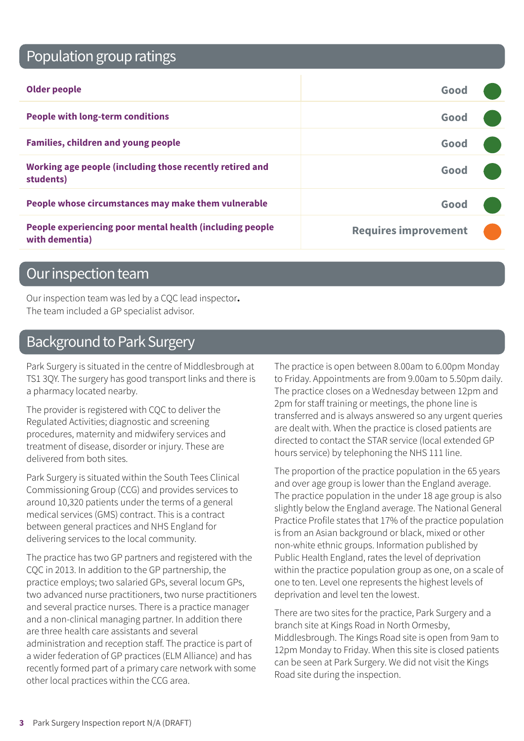## Population group ratings

| | |
|---|---|
| **Older people** | Good |
| **People with long-term conditions** | Good |
| **Families, children and young people** | Good |
| **Working age people (including those recently retired and students)** | Good |
| **People whose circumstances may make them vulnerable** | Good |
| **People experiencing poor mental health (including people with dementia)** | Requires improvement |

## Our inspection team

Our inspection team was led by a CQC lead inspector**.** The team included a GP specialist advisor.

## Background to Park Surgery

Park Surgery is situated in the centre of Middlesbrough at TS1 3QY. The surgery has good transport links and there is a pharmacy located nearby.

The provider is registered with CQC to deliver the Regulated Activities; diagnostic and screening procedures, maternity and midwifery services and treatment of disease, disorder or injury. These are delivered from both sites.

Park Surgery is situated within the South Tees Clinical Commissioning Group (CCG) and provides services to around 10,320 patients under the terms of a general medical services (GMS) contract. This is a contract between general practices and NHS England for delivering services to the local community.

The practice has two GP partners and registered with the CQC in 2013. In addition to the GP partnership, the practice employs; two salaried GPs, several locum GPs, two advanced nurse practitioners, two nurse practitioners and several practice nurses. There is a practice manager and a non-clinical managing partner. In addition there are three health care assistants and several administration and reception staff. The practice is part of a wider federation of GP practices (ELM Alliance) and has recently formed part of a primary care network with some other local practices within the CCG area.

The practice is open between 8.00am to 6.00pm Monday to Friday. Appointments are from 9.00am to 5.50pm daily. The practice closes on a Wednesday between 12pm and 2pm for staff training or meetings, the phone line is transferred and is always answered so any urgent queries are dealt with. When the practice is closed patients are directed to contact the STAR service (local extended GP hours service) by telephoning the NHS 111 line.

The proportion of the practice population in the 65 years and over age group is lower than the England average. The practice population in the under 18 age group is also slightly below the England average. The National General Practice Profile states that 17% of the practice population is from an Asian background or black, mixed or other non-white ethnic groups. Information published by Public Health England, rates the level of deprivation within the practice population group as one, on a scale of one to ten. Level one represents the highest levels of deprivation and level ten the lowest.

There are two sites for the practice, Park Surgery and a branch site at Kings Road in North Ormesby, Middlesbrough. The Kings Road site is open from 9am to 12pm Monday to Friday. When this site is closed patients can be seen at Park Surgery. We did not visit the Kings Road site during the inspection.